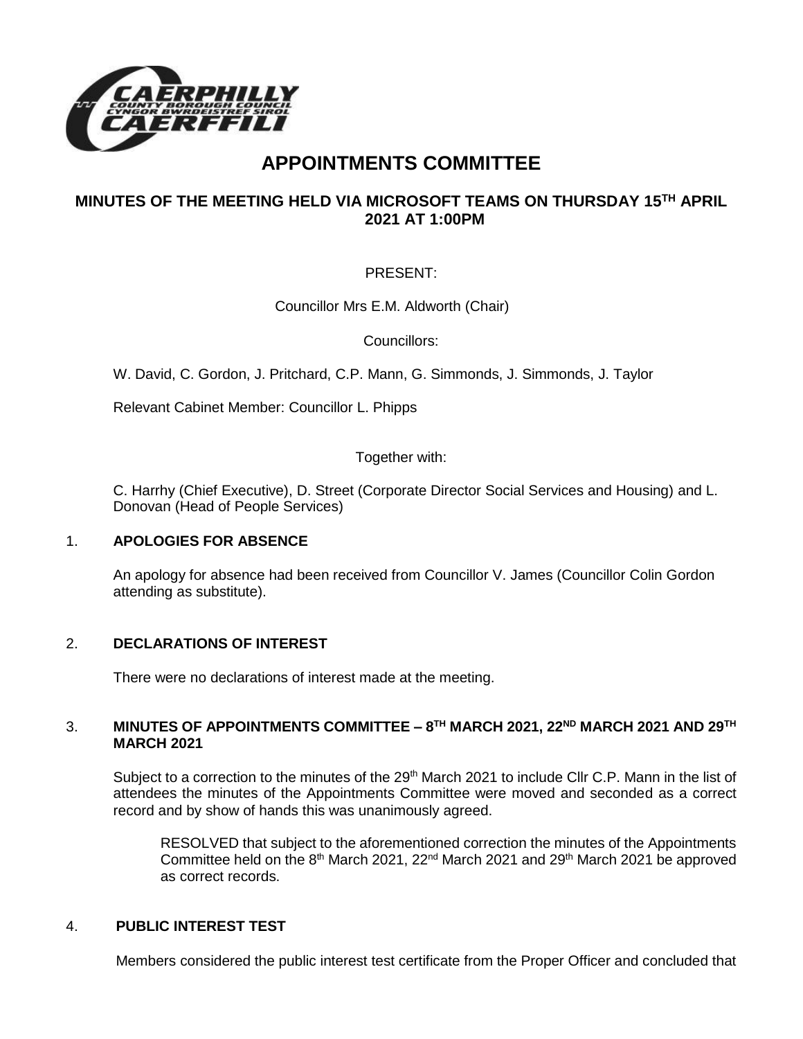# APPOINTMENTS COMMITTEE

## MINUTES OF THE MEETING HELD VIA MICROSOFT TEAMS ON THURSDAY 15TH APRIL 2021 AT 1:00PM

PRESENT:

Councillor Mrs E.M. Aldworth (Chair)

Councillors:

W. David, C. Gordon, J. Pritchard, C.P. Mann, G. Simmonds, J. Simmonds, J. Taylor

Relevant Cabinet Member: Councillor L. Phipps

Together with:

C. Harrhy (Chief Executive), D. Street (Corporate Director Social Services and Housing) and L. Donovan (Head of People Services)

### 1. APOLOGIES FOR ABSENCE

An apology for absence had been received from Councillor V. James (Councillor Colin Gordon attending as substitute).

### 2. DECLARATIONS OF INTEREST

There were no declarations of interest made at the meeting.

### 3. MINUTES OF APPOINTMENTS COMMITTEE – 8TH MARCH 2021, 22ND MARCH 2021 AND 29TH MARCH 2021

Subject to a correction to the minutes of the 29th March 2021 to include Cllr C.P. Mann in the list of attendees the minutes of the Appointments Committee were moved and seconded as a correct record and by show of hands this was unanimously agreed.

> RESOLVED that subject to the aforementioned correction the minutes of the Appointments Committee held on the 8th March 2021, 22nd March 2021 and 29th March 2021 be approved as correct records.

### 4. PUBLIC INTEREST TEST

Members considered the public interest test certificate from the Proper Officer and concluded that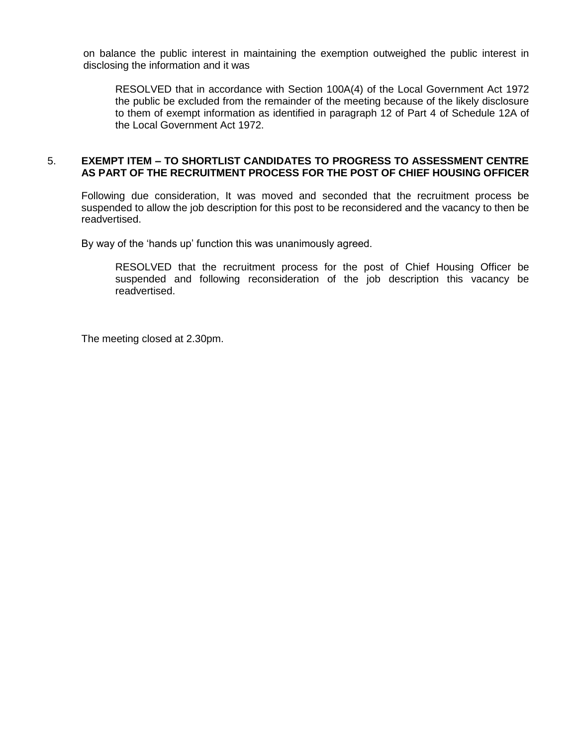on balance the public interest in maintaining the exemption outweighed the public interest in disclosing the information and it was

> RESOLVED that in accordance with Section 100A(4) of the Local Government Act 1972 the public be excluded from the remainder of the meeting because of the likely disclosure to them of exempt information as identified in paragraph 12 of Part 4 of Schedule 12A of the Local Government Act 1972.

5. **EXEMPT ITEM – TO SHORTLIST CANDIDATES TO PROGRESS TO ASSESSMENT CENTRE AS PART OF THE RECRUITMENT PROCESS FOR THE POST OF CHIEF HOUSING OFFICER**

Following due consideration, It was moved and seconded that the recruitment process be suspended to allow the job description for this post to be reconsidered and the vacancy to then be readvertised.

By way of the 'hands up' function this was unanimously agreed.

> RESOLVED that the recruitment process for the post of Chief Housing Officer be suspended and following reconsideration of the job description this vacancy be readvertised.

The meeting closed at 2.30pm.